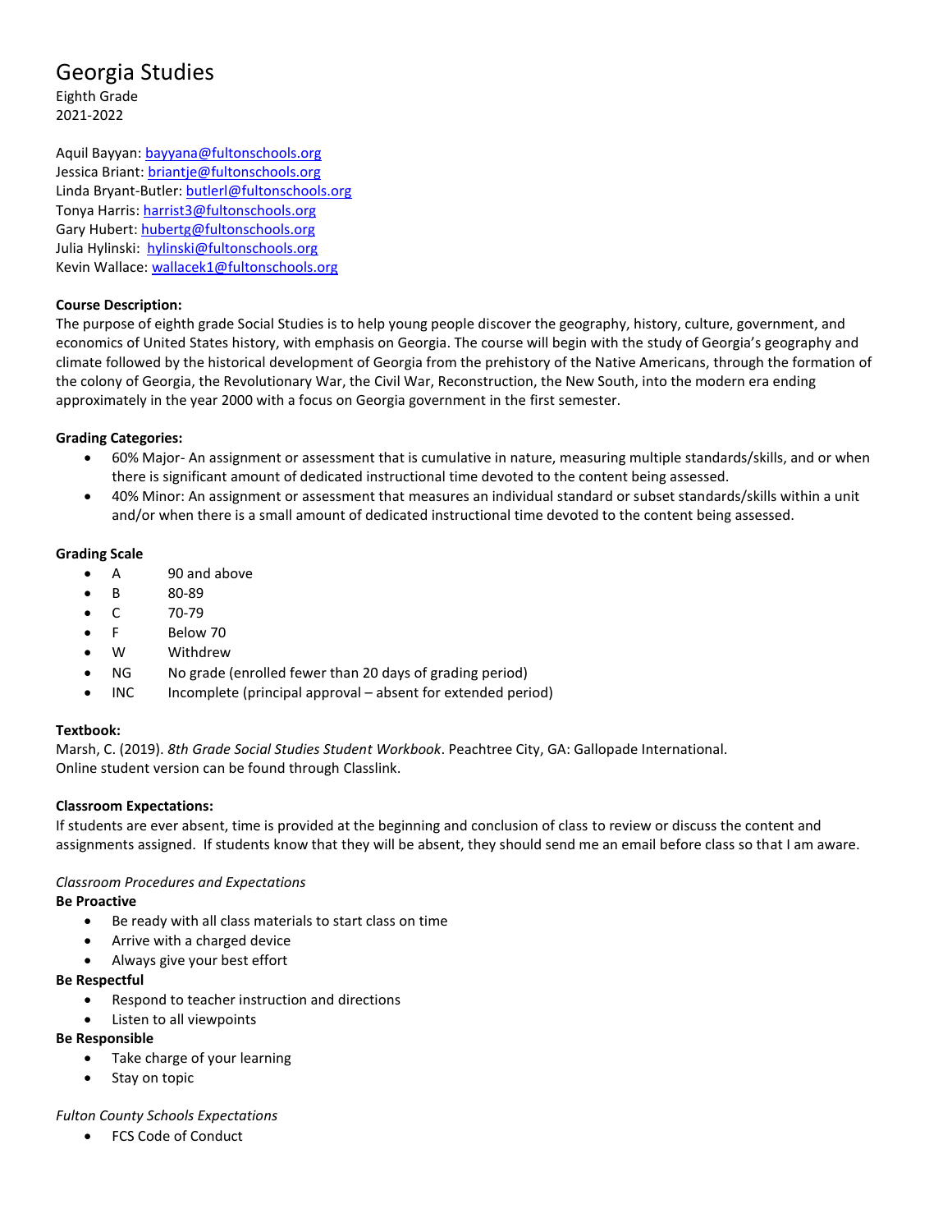# Georgia Studies

Eighth Grade
2021-2022

Aquil Bayyan: bayyana@fultonschools.org
Jessica Briant: briantje@fultonschools.org
Linda Bryant-Butler: butlerl@fultonschools.org
Tonya Harris: harrist3@fultonschools.org
Gary Hubert: hubertg@fultonschools.org
Julia Hylinski: hylinski@fultonschools.org
Kevin Wallace: wallacek1@fultonschools.org

**Course Description:**
The purpose of eighth grade Social Studies is to help young people discover the geography, history, culture, government, and economics of United States history, with emphasis on Georgia. The course will begin with the study of Georgia's geography and climate followed by the historical development of Georgia from the prehistory of the Native Americans, through the formation of the colony of Georgia, the Revolutionary War, the Civil War, Reconstruction, the New South, into the modern era ending approximately in the year 2000 with a focus on Georgia government in the first semester.

**Grading Categories:**

- 60% Major- An assignment or assessment that is cumulative in nature, measuring multiple standards/skills, and or when there is significant amount of dedicated instructional time devoted to the content being assessed.
- 40% Minor: An assignment or assessment that measures an individual standard or subset standards/skills within a unit and/or when there is a small amount of dedicated instructional time devoted to the content being assessed.

**Grading Scale**

- A 90 and above
- B 80-89
- C 70-79
- F Below 70
- W Withdrew
- NG No grade (enrolled fewer than 20 days of grading period)
- INC Incomplete (principal approval – absent for extended period)

**Textbook:**
Marsh, C. (2019). *8th Grade Social Studies Student Workbook*. Peachtree City, GA: Gallopade International.
Online student version can be found through Classlink.

**Classroom Expectations:**
If students are ever absent, time is provided at the beginning and conclusion of class to review or discuss the content and assignments assigned. If students know that they will be absent, they should send me an email before class so that I am aware.

*Classroom Procedures and Expectations*

**Be Proactive**

- Be ready with all class materials to start class on time
- Arrive with a charged device
- Always give your best effort

**Be Respectful**

- Respond to teacher instruction and directions
- Listen to all viewpoints

**Be Responsible**

- Take charge of your learning
- Stay on topic

*Fulton County Schools Expectations*

- FCS Code of Conduct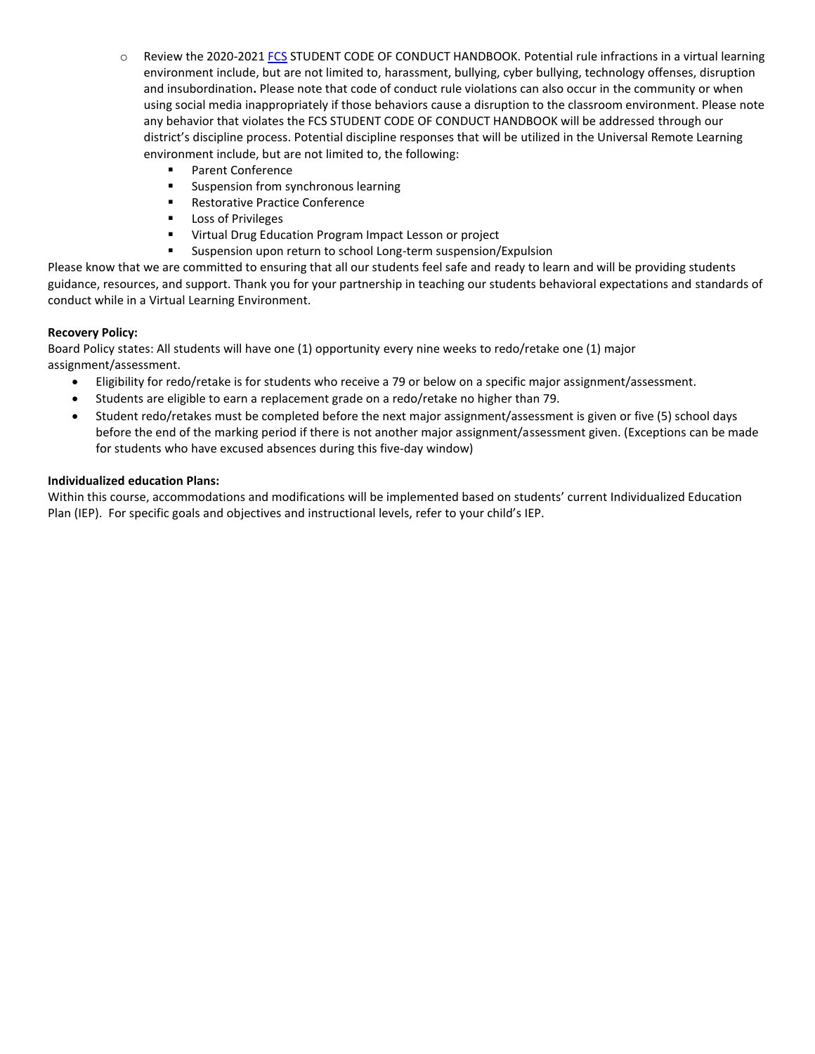- Review the 2020-2021 FCS STUDENT CODE OF CONDUCT HANDBOOK. Potential rule infractions in a virtual learning environment include, but are not limited to, harassment, bullying, cyber bullying, technology offenses, disruption and insubordination**.** Please note that code of conduct rule violations can also occur in the community or when using social media inappropriately if those behaviors cause a disruption to the classroom environment. Please note any behavior that violates the FCS STUDENT CODE OF CONDUCT HANDBOOK will be addressed through our district's discipline process. Potential discipline responses that will be utilized in the Universal Remote Learning environment include, but are not limited to, the following:
  - Parent Conference
  - Suspension from synchronous learning
  - Restorative Practice Conference
  - Loss of Privileges
  - Virtual Drug Education Program Impact Lesson or project
  - Suspension upon return to school Long-term suspension/Expulsion

Please know that we are committed to ensuring that all our students feel safe and ready to learn and will be providing students guidance, resources, and support. Thank you for your partnership in teaching our students behavioral expectations and standards of conduct while in a Virtual Learning Environment.

**Recovery Policy:**

Board Policy states: All students will have one (1) opportunity every nine weeks to redo/retake one (1) major assignment/assessment.

- Eligibility for redo/retake is for students who receive a 79 or below on a specific major assignment/assessment.
- Students are eligible to earn a replacement grade on a redo/retake no higher than 79.
- Student redo/retakes must be completed before the next major assignment/assessment is given or five (5) school days before the end of the marking period if there is not another major assignment/assessment given. (Exceptions can be made for students who have excused absences during this five-day window)

**Individualized education Plans:**

Within this course, accommodations and modifications will be implemented based on students' current Individualized Education Plan (IEP). For specific goals and objectives and instructional levels, refer to your child's IEP.